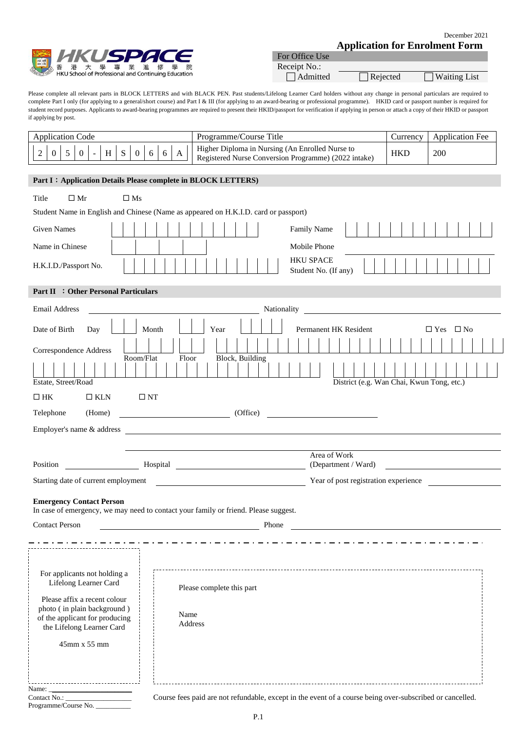December 2021

**Application for Enrolment Form**

HKUSPACE 香港大學專業進修學院 HKU School of Professional and Continuing Education

| For Office Use | | |
|---|---|---|
| Receipt No.: | | |
| ☐ Admitted | ☐ Rejected | ☐ Waiting List |

Please complete all relevant parts in BLOCK LETTERS and with BLACK PEN. Past students/Lifelong Learner Card holders without any change in personal particulars are required to complete Part I only (for applying to a general/short course) and Part I & III (for applying to an award-bearing or professional programme). HKID card or passport number is required for student record purposes. Applicants to award-bearing programmes are required to present their HKID/passport for verification if applying in person or attach a copy of their HKID or passport if applying by post.

| Application Code | Programme/Course Title | Currency | Application Fee |
|---|---|---|---|
| 2050-HS066A | Higher Diploma in Nursing (An Enrolled Nurse to Registered Nurse Conversion Programme) (2022 intake) | HKD | 200 |

## Part I：Application Details Please complete in BLOCK LETTERS)

Title ☐ Mr ☐ Ms

Student Name in English and Chinese (Name as appeared on H.K.I.D. card or passport)

Given Names ________ Family Name ________

Name in Chinese ________ Mobile Phone ________

H.K.I.D./Passport No. ________ HKU SPACE Student No. (If any) ________

## Part II ：Other Personal Particulars

Email Address ________ Nationality ________

Date of Birth Day ____ Month ____ Year ____ Permanent HK Resident ☐ Yes ☐ No

Correspondence Address ________

Room/Flat Floor Block, Building

Estate, Street/Road District (e.g. Wan Chai, Kwun Tong, etc.)

☐ HK ☐ KLN ☐ NT

Telephone (Home) ________ (Office) ________

Employer's name & address ________

Position ________ Hospital ________ Area of Work (Department / Ward) ________

Starting date of current employment ________ Year of post registration experience ________

**Emergency Contact Person**

In case of emergency, we may need to contact your family or friend. Please suggest.

Contact Person ________ Phone ________

---

For applicants not holding a Lifelong Learner Card

Please affix a recent colour photo ( in plain background ) of the applicant for producing the Lifelong Learner Card

45mm x 55 mm

Please complete this part

Name

Address

Name: ________

Contact No.: ________

Programme/Course No. ________

Course fees paid are not refundable, except in the event of a course being over-subscribed or cancelled.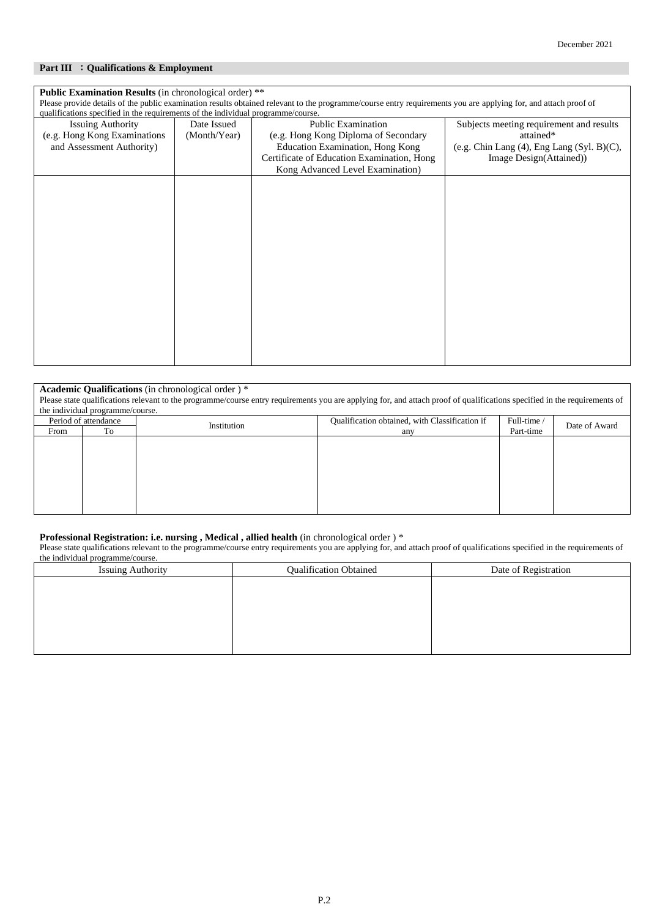December 2021

## Part III ：Qualifications & Employment

**Public Examination Results** (in chronological order) **

Please provide details of the public examination results obtained relevant to the programme/course entry requirements you are applying for, and attach proof of qualifications specified in the requirements of the individual programme/course.

| Issuing Authority (e.g. Hong Kong Examinations and Assessment Authority) | Date Issued (Month/Year) | Public Examination (e.g. Hong Kong Diploma of Secondary Education Examination, Hong Kong Certificate of Education Examination, Hong Kong Advanced Level Examination) | Subjects meeting requirement and results attained* (e.g. Chin Lang (4), Eng Lang (Syl. B)(C), Image Design(Attained)) |
|---|---|---|---|
| | | | |

**Academic Qualifications** (in chronological order ) *

Please state qualifications relevant to the programme/course entry requirements you are applying for, and attach proof of qualifications specified in the requirements of the individual programme/course.

| Period of attendance | | Institution | Qualification obtained, with Classification if any | Full-time / Part-time | Date of Award |
|---|---|---|---|---|---|
| From | To | | | | |
| | | | | | |

**Professional Registration: i.e. nursing , Medical , allied health** (in chronological order ) *

Please state qualifications relevant to the programme/course entry requirements you are applying for, and attach proof of qualifications specified in the requirements of the individual programme/course.

| Issuing Authority | Qualification Obtained | Date of Registration |
|---|---|---|
| | | |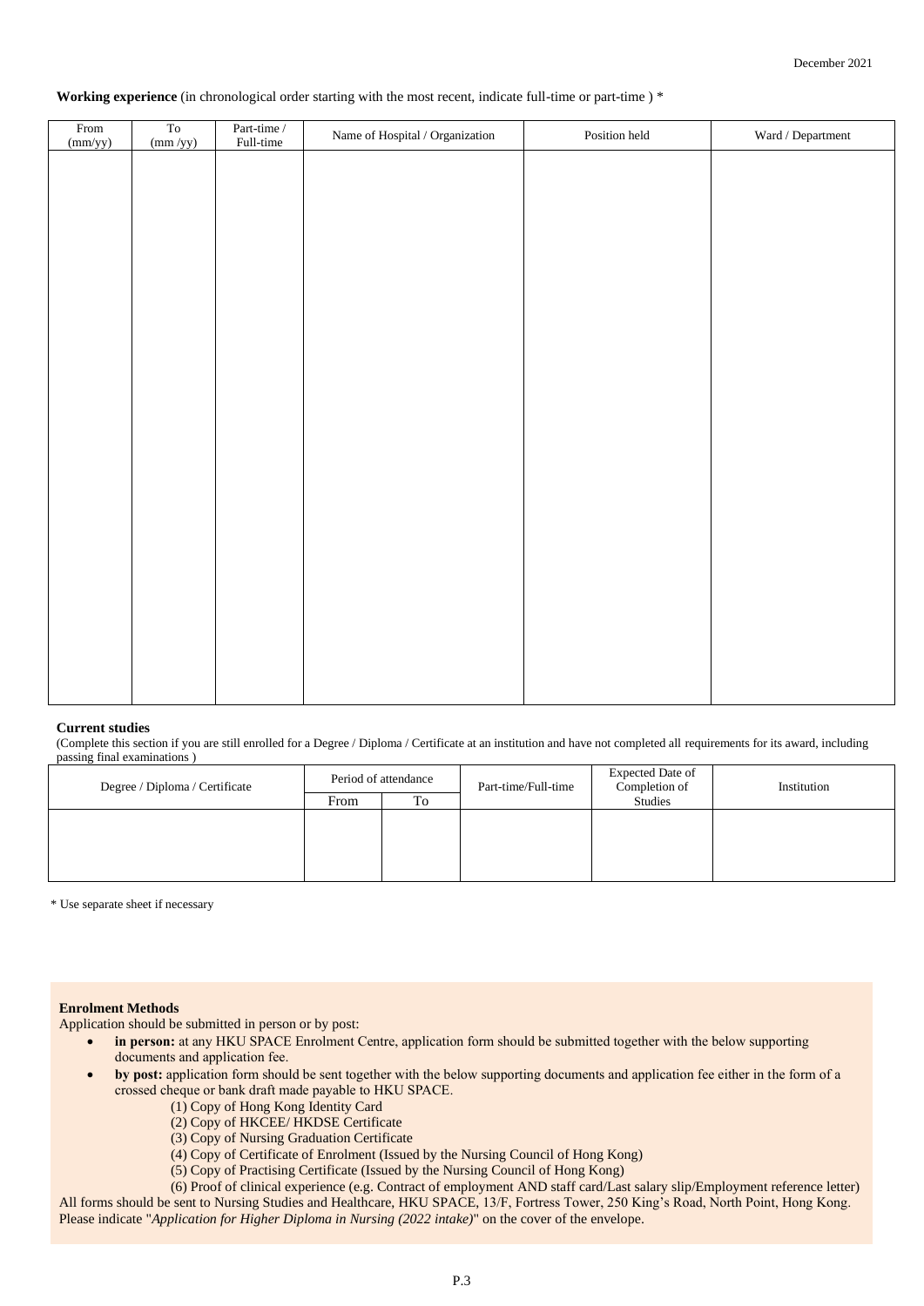December 2021

**Working experience** (in chronological order starting with the most recent, indicate full-time or part-time ) *

| From (mm/yy) | To (mm /yy) | Part-time / Full-time | Name of Hospital / Organization | Position held | Ward / Department |
|---|---|---|---|---|---|
| | | | | | |

**Current studies**

(Complete this section if you are still enrolled for a Degree / Diploma / Certificate at an institution and have not completed all requirements for its award, including passing final examinations )

| Degree / Diploma / Certificate | Period of attendance | | Part-time/Full-time | Expected Date of Completion of Studies | Institution |
|---|---|---|---|---|---|
| | From | To | | | |
| | | | | | |

* Use separate sheet if necessary

**Enrolment Methods**

Application should be submitted in person or by post:

- **in person:** at any HKU SPACE Enrolment Centre, application form should be submitted together with the below supporting documents and application fee.
- **by post:** application form should be sent together with the below supporting documents and application fee either in the form of a crossed cheque or bank draft made payable to HKU SPACE.
  - (1) Copy of Hong Kong Identity Card
  - (2) Copy of HKCEE/ HKDSE Certificate
  - (3) Copy of Nursing Graduation Certificate
  - (4) Copy of Certificate of Enrolment (Issued by the Nursing Council of Hong Kong)
  - (5) Copy of Practising Certificate (Issued by the Nursing Council of Hong Kong)
  - (6) Proof of clinical experience (e.g. Contract of employment AND staff card/Last salary slip/Employment reference letter)

All forms should be sent to Nursing Studies and Healthcare, HKU SPACE, 13/F, Fortress Tower, 250 King's Road, North Point, Hong Kong. Please indicate "*Application for Higher Diploma in Nursing (2022 intake)*" on the cover of the envelope.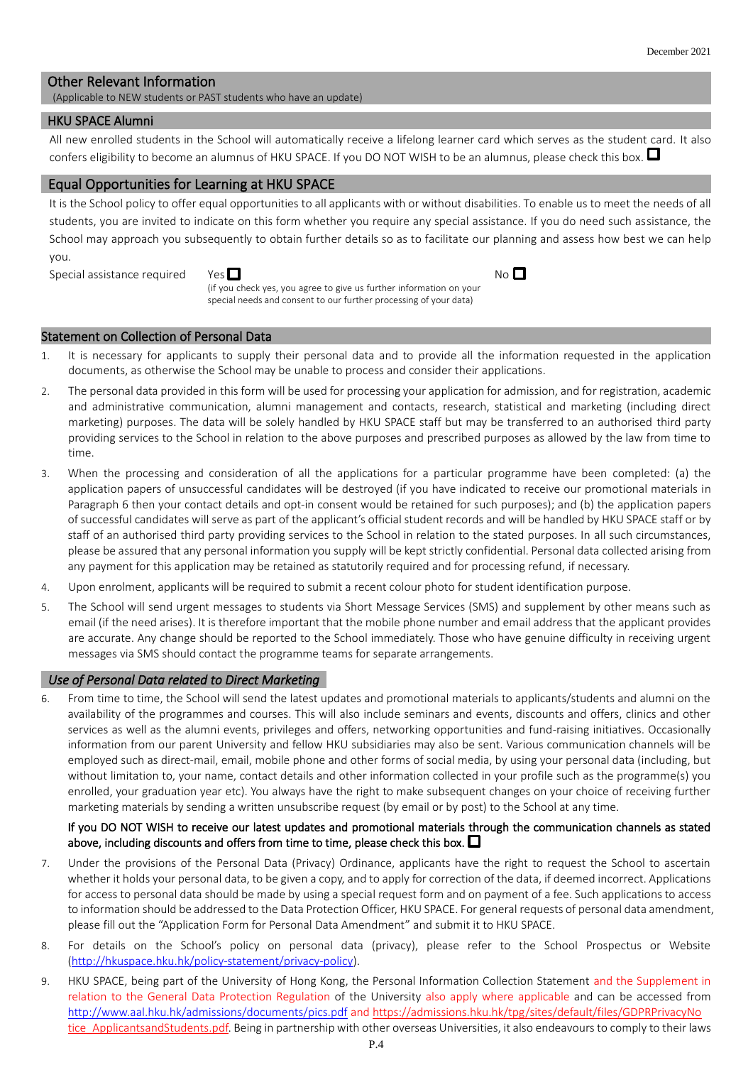## Other Relevant Information

(Applicable to NEW students or PAST students who have an update)

### HKU SPACE Alumni

All new enrolled students in the School will automatically receive a lifelong learner card which serves as the student card. It also confers eligibility to become an alumnus of HKU SPACE. If you DO NOT WISH to be an alumnus, please check this box. ☐

### Equal Opportunities for Learning at HKU SPACE

It is the School policy to offer equal opportunities to all applicants with or without disabilities. To enable us to meet the needs of all students, you are invited to indicate on this form whether you require any special assistance. If you do need such assistance, the School may approach you subsequently to obtain further details so as to facilitate our planning and assess how best we can help you.

Special assistance required Yes ☐ (if you check yes, you agree to give us further information on your special needs and consent to our further processing of your data) No ☐

### Statement on Collection of Personal Data

1. It is necessary for applicants to supply their personal data and to provide all the information requested in the application documents, as otherwise the School may be unable to process and consider their applications.
2. The personal data provided in this form will be used for processing your application for admission, and for registration, academic and administrative communication, alumni management and contacts, research, statistical and marketing (including direct marketing) purposes. The data will be solely handled by HKU SPACE staff but may be transferred to an authorised third party providing services to the School in relation to the above purposes and prescribed purposes as allowed by the law from time to time.
3. When the processing and consideration of all the applications for a particular programme have been completed: (a) the application papers of unsuccessful candidates will be destroyed (if you have indicated to receive our promotional materials in Paragraph 6 then your contact details and opt-in consent would be retained for such purposes); and (b) the application papers of successful candidates will serve as part of the applicant's official student records and will be handled by HKU SPACE staff or by staff of an authorised third party providing services to the School in relation to the stated purposes. In all such circumstances, please be assured that any personal information you supply will be kept strictly confidential. Personal data collected arising from any payment for this application may be retained as statutorily required and for processing refund, if necessary.
4. Upon enrolment, applicants will be required to submit a recent colour photo for student identification purpose.
5. The School will send urgent messages to students via Short Message Services (SMS) and supplement by other means such as email (if the need arises). It is therefore important that the mobile phone number and email address that the applicant provides are accurate. Any change should be reported to the School immediately. Those who have genuine difficulty in receiving urgent messages via SMS should contact the programme teams for separate arrangements.

### *Use of Personal Data related to Direct Marketing*

6. From time to time, the School will send the latest updates and promotional materials to applicants/students and alumni on the availability of the programmes and courses. This will also include seminars and events, discounts and offers, clinics and other services as well as the alumni events, privileges and offers, networking opportunities and fund-raising initiatives. Occasionally information from our parent University and fellow HKU subsidiaries may also be sent. Various communication channels will be employed such as direct-mail, email, mobile phone and other forms of social media, by using your personal data (including, but without limitation to, your name, contact details and other information collected in your profile such as the programme(s) you enrolled, your graduation year etc). You always have the right to make subsequent changes on your choice of receiving further marketing materials by sending a written unsubscribe request (by email or by post) to the School at any time.

   **If you DO NOT WISH to receive our latest updates and promotional materials through the communication channels as stated above, including discounts and offers from time to time, please check this box.** ☐

7. Under the provisions of the Personal Data (Privacy) Ordinance, applicants have the right to request the School to ascertain whether it holds your personal data, to be given a copy, and to apply for correction of the data, if deemed incorrect. Applications for access to personal data should be made by using a special request form and on payment of a fee. Such applications to access to information should be addressed to the Data Protection Officer, HKU SPACE. For general requests of personal data amendment, please fill out the "Application Form for Personal Data Amendment" and submit it to HKU SPACE.
8. For details on the School's policy on personal data (privacy), please refer to the School Prospectus or Website (http://hkuspace.hku.hk/policy-statement/privacy-policy).
9. HKU SPACE, being part of the University of Hong Kong, the Personal Information Collection Statement and the Supplement in relation to the General Data Protection Regulation of the University also apply where applicable and can be accessed from http://www.aal.hku.hk/admissions/documents/pics.pdf and https://admissions.hku.hk/tpg/sites/default/files/GDPRPrivacyNotice_ApplicantsandStudents.pdf. Being in partnership with other overseas Universities, it also endeavours to comply to their laws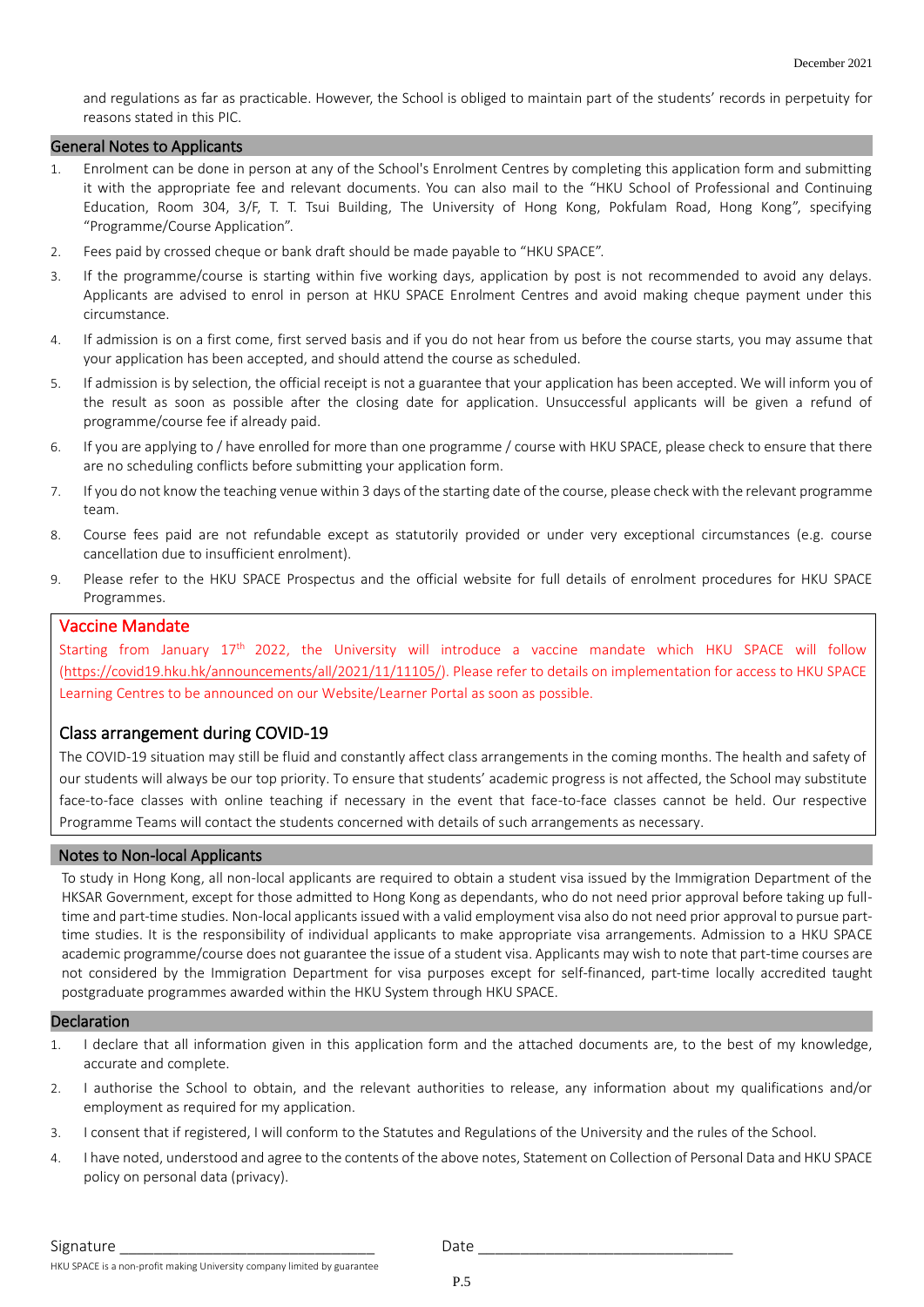and regulations as far as practicable. However, the School is obliged to maintain part of the students' records in perpetuity for reasons stated in this PIC.

## General Notes to Applicants

1. Enrolment can be done in person at any of the School's Enrolment Centres by completing this application form and submitting it with the appropriate fee and relevant documents. You can also mail to the "HKU School of Professional and Continuing Education, Room 304, 3/F, T. T. Tsui Building, The University of Hong Kong, Pokfulam Road, Hong Kong", specifying "Programme/Course Application".
2. Fees paid by crossed cheque or bank draft should be made payable to "HKU SPACE".
3. If the programme/course is starting within five working days, application by post is not recommended to avoid any delays. Applicants are advised to enrol in person at HKU SPACE Enrolment Centres and avoid making cheque payment under this circumstance.
4. If admission is on a first come, first served basis and if you do not hear from us before the course starts, you may assume that your application has been accepted, and should attend the course as scheduled.
5. If admission is by selection, the official receipt is not a guarantee that your application has been accepted. We will inform you of the result as soon as possible after the closing date for application. Unsuccessful applicants will be given a refund of programme/course fee if already paid.
6. If you are applying to / have enrolled for more than one programme / course with HKU SPACE, please check to ensure that there are no scheduling conflicts before submitting your application form.
7. If you do not know the teaching venue within 3 days of the starting date of the course, please check with the relevant programme team.
8. Course fees paid are not refundable except as statutorily provided or under very exceptional circumstances (e.g. course cancellation due to insufficient enrolment).
9. Please refer to the HKU SPACE Prospectus and the official website for full details of enrolment procedures for HKU SPACE Programmes.

## Vaccine Mandate

Starting from January 17th 2022, the University will introduce a vaccine mandate which HKU SPACE will follow (https://covid19.hku.hk/announcements/all/2021/11/11105/). Please refer to details on implementation for access to HKU SPACE Learning Centres to be announced on our Website/Learner Portal as soon as possible.

## Class arrangement during COVID-19

The COVID-19 situation may still be fluid and constantly affect class arrangements in the coming months. The health and safety of our students will always be our top priority. To ensure that students' academic progress is not affected, the School may substitute face-to-face classes with online teaching if necessary in the event that face-to-face classes cannot be held. Our respective Programme Teams will contact the students concerned with details of such arrangements as necessary.

## Notes to Non-local Applicants

To study in Hong Kong, all non-local applicants are required to obtain a student visa issued by the Immigration Department of the HKSAR Government, except for those admitted to Hong Kong as dependants, who do not need prior approval before taking up full-time and part-time studies. Non-local applicants issued with a valid employment visa also do not need prior approval to pursue part-time studies. It is the responsibility of individual applicants to make appropriate visa arrangements. Admission to a HKU SPACE academic programme/course does not guarantee the issue of a student visa. Applicants may wish to note that part-time courses are not considered by the Immigration Department for visa purposes except for self-financed, part-time locally accredited taught postgraduate programmes awarded within the HKU System through HKU SPACE.

## Declaration

1. I declare that all information given in this application form and the attached documents are, to the best of my knowledge, accurate and complete.
2. I authorise the School to obtain, and the relevant authorities to release, any information about my qualifications and/or employment as required for my application.
3. I consent that if registered, I will conform to the Statutes and Regulations of the University and the rules of the School.
4. I have noted, understood and agree to the contents of the above notes, Statement on Collection of Personal Data and HKU SPACE policy on personal data (privacy).

Signature ______________________________ Date ______________________________

HKU SPACE is a non-profit making University company limited by guarantee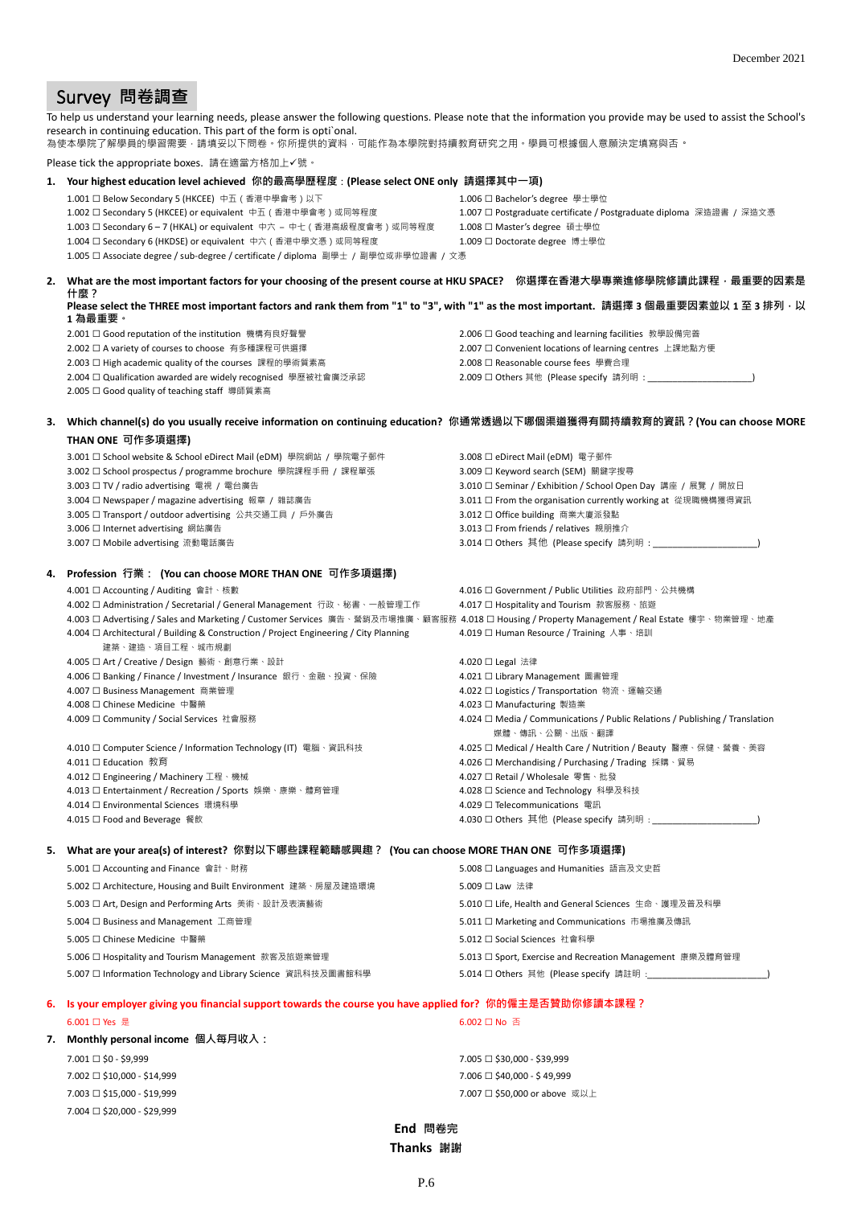December 2021

# Survey 問卷調查

To help us understand your learning needs, please answer the following questions. Please note that the information you provide may be used to assist the School's research in continuing education. This part of the form is opti`onal.
為使本學院了解學員的學習需要，請填妥以下問卷。你所提供的資料，可能作為本學院對持續教育研究之用。學員可根據個人意願決定填寫與否。

Please tick the appropriate boxes. 請在適當方格加上✓號。

**1. Your highest education level achieved 你的最高學歷程度：(Please select ONE only 請選擇其中一項)**

1.001 ☐ Below Secondary 5 (HKCEE) 中五（香港中學會考）以下
1.002 ☐ Secondary 5 (HKCEE) or equivalent 中五（香港中學會考）或同等程度
1.003 ☐ Secondary 6 – 7 (HKAL) or equivalent 中六 – 中七（香港高級程度會考）或同等程度
1.004 ☐ Secondary 6 (HKDSE) or equivalent 中六（香港中學文憑）或同等程度
1.005 ☐ Associate degree / sub-degree / certificate / diploma 副學士 / 副學位或非學位證書 / 文憑
1.006 ☐ Bachelor's degree 學士學位
1.007 ☐ Postgraduate certificate / Postgraduate diploma 深造證書 / 深造文憑
1.008 ☐ Master's degree 碩士學位
1.009 ☐ Doctorate degree 博士學位

**2. What are the most important factors for your choosing of the present course at HKU SPACE? 你選擇在香港大學專業進修學院修讀此課程，最重要的因素是什麼？**
**Please select the THREE most important factors and rank them from "1" to "3", with "1" as the most important. 請選擇 3 個最重要因素並以 1 至 3 排列，以 1 為最重要。**

2.001 ☐ Good reputation of the institution 機構有良好聲譽
2.002 ☐ A variety of courses to choose 有多種課程可供選擇
2.003 ☐ High academic quality of the courses 課程的學術質素高
2.004 ☐ Qualification awarded are widely recognised 學歷被社會廣泛承認
2.005 ☐ Good quality of teaching staff 導師質素高
2.006 ☐ Good teaching and learning facilities 教學設備完善
2.007 ☐ Convenient locations of learning centres 上課地點方便
2.008 ☐ Reasonable course fees 學費合理
2.009 ☐ Others 其他 (Please specify 請列明：____________________)

**3. Which channel(s) do you usually receive information on continuing education? 你通常透過以下哪個渠道獲得有關持續教育的資訊？(You can choose MORE THAN ONE 可作多項選擇)**

3.001 ☐ School website & School eDirect Mail (eDM) 學院網站 / 學院電子郵件
3.002 ☐ School prospectus / programme brochure 學院課程手冊 / 課程單張
3.003 ☐ TV / radio advertising 電視 / 電台廣告
3.004 ☐ Newspaper / magazine advertising 報章 / 雜誌廣告
3.005 ☐ Transport / outdoor advertising 公共交通工具 / 戶外廣告
3.006 ☐ Internet advertising 網站廣告
3.007 ☐ Mobile advertising 流動電話廣告
3.008 ☐ eDirect Mail (eDM) 電子郵件
3.009 ☐ Keyword search (SEM) 關鍵字搜尋
3.010 ☐ Seminar / Exhibition / School Open Day 講座 / 展覽 / 開放日
3.011 ☐ From the organisation currently working at 從現職機構獲得資訊
3.012 ☐ Office building 商業大廈派發點
3.013 ☐ From friends / relatives 親朋推介
3.014 ☐ Others 其他 (Please specify 請列明：____________________)

**4. Profession 行業： (You can choose MORE THAN ONE 可作多項選擇)**

4.001 ☐ Accounting / Auditing 會計、核數
4.002 ☐ Administration / Secretarial / General Management 行政、秘書、一般管理工作
4.003 ☐ Advertising / Sales and Marketing / Customer Services 廣告、營銷及市場推廣、顧客服務
4.004 ☐ Architectural / Building & Construction / Project Engineering / City Planning 建築、建造、項目工程、城市規劃
4.005 ☐ Art / Creative / Design 藝術、創意行業、設計
4.006 ☐ Banking / Finance / Investment / Insurance 銀行、金融、投資、保險
4.007 ☐ Business Management 商業管理
4.008 ☐ Chinese Medicine 中醫藥
4.009 ☐ Community / Social Services 社會服務
4.010 ☐ Computer Science / Information Technology (IT) 電腦、資訊科技
4.011 ☐ Education 教育
4.012 ☐ Engineering / Machinery 工程、機械
4.013 ☐ Entertainment / Recreation / Sports 娛樂、康樂、體育管理
4.014 ☐ Environmental Sciences 環境科學
4.015 ☐ Food and Beverage 餐飲
4.016 ☐ Government / Public Utilities 政府部門、公共機構
4.017 ☐ Hospitality and Tourism 款客服務、旅遊
4.018 ☐ Housing / Property Management / Real Estate 樓宇、物業管理、地產
4.019 ☐ Human Resource / Training 人事、培訓
4.020 ☐ Legal 法律
4.021 ☐ Library Management 圖書管理
4.022 ☐ Logistics / Transportation 物流、運輸交通
4.023 ☐ Manufacturing 製造業
4.024 ☐ Media / Communications / Public Relations / Publishing / Translation 媒體、傳訊、公關、出版、翻譯
4.025 ☐ Medical / Health Care / Nutrition / Beauty 醫療、保健、營養、美容
4.026 ☐ Merchandising / Purchasing / Trading 採購、貿易
4.027 ☐ Retail / Wholesale 零售、批發
4.028 ☐ Science and Technology 科學及科技
4.029 ☐ Telecommunications 電訊
4.030 ☐ Others 其他 (Please specify 請列明：____________________)

**5. What are your area(s) of interest? 你對以下哪些課程範疇感興趣？ (You can choose MORE THAN ONE 可作多項選擇)**

5.001 ☐ Accounting and Finance 會計、財務
5.002 ☐ Architecture, Housing and Built Environment 建築、房屋及建造環境
5.003 ☐ Art, Design and Performing Arts 美術、設計及表演藝術
5.004 ☐ Business and Management 工商管理
5.005 ☐ Chinese Medicine 中醫藥
5.006 ☐ Hospitality and Tourism Management 款客及旅遊業管理
5.007 ☐ Information Technology and Library Science 資訊科技及圖書館科學
5.008 ☐ Languages and Humanities 語言及文史哲
5.009 ☐ Law 法律
5.010 ☐ Life, Health and General Sciences 生命、護理及普及科學
5.011 ☐ Marketing and Communications 市場推廣及傳訊
5.012 ☐ Social Sciences 社會科學
5.013 ☐ Sport, Exercise and Recreation Management 康樂及體育管理
5.014 ☐ Others 其他 (Please specify 請註明：____________________)

**6. Is your employer giving you financial support towards the course you have applied for? 你的僱主是否贊助你修讀本課程？**

6.001 ☐ Yes 是
6.002 ☐ No 否

**7. Monthly personal income 個人每月收入：**

7.001 ☐ $0 - $9,999
7.002 ☐ $10,000 - $14,999
7.003 ☐ $15,000 - $19,999
7.004 ☐ $20,000 - $29,999
7.005 ☐ $30,000 - $39,999
7.006 ☐ $40,000 - $ 49,999
7.007 ☐ $50,000 or above 或以上

**End 問卷完**

**Thanks 謝謝**